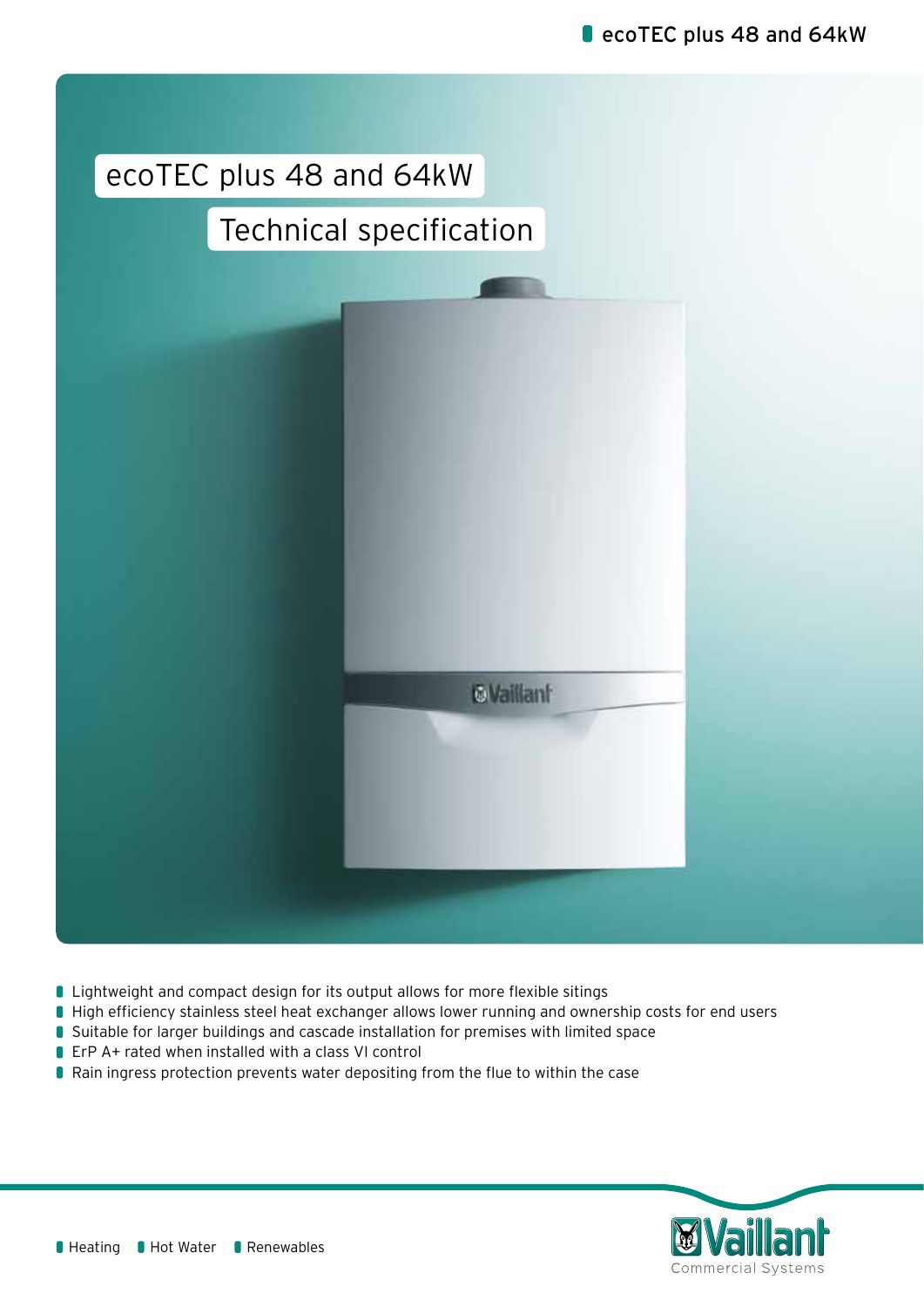# ecoTEC plus 48 and 64kW

## Technical specification

- Lightweight and compact design for its output allows for more flexible sitings
- High efficiency stainless steel heat exchanger allows lower running and ownership costs for end users
- Suitable for larger buildings and cascade installation for premises with limited space
- ErP A+ rated when installed with a class VI control
- Rain ingress protection prevents water depositing from the flue to within the case

Heating | Hot Water | Renewables

Vaillant Commercial Systems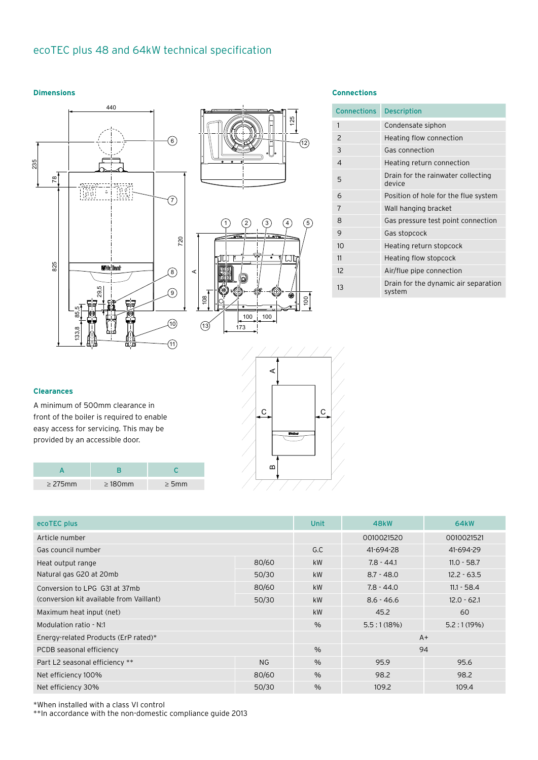# ecoTEC plus 48 and 64kW technical specification

## Dimensions

## Connections

| Connections | Description |
|---|---|
| 1 | Condensate siphon |
| 2 | Heating flow connection |
| 3 | Gas connection |
| 4 | Heating return connection |
| 5 | Drain for the rainwater collecting device |
| 6 | Position of hole for the flue system |
| 7 | Wall hanging bracket |
| 8 | Gas pressure test point connection |
| 9 | Gas stopcock |
| 10 | Heating return stopcock |
| 11 | Heating flow stopcock |
| 12 | Air/flue pipe connection |
| 13 | Drain for the dynamic air separation system |

## Clearances

A minimum of 500mm clearance in front of the boiler is required to enable easy access for servicing. This may be provided by an accessible door.

| A | B | C |
|---|---|---|
| ≥ 275mm | ≥ 180mm | ≥ 5mm |

| ecoTEC plus | | Unit | 48kW | 64kW |
|---|---|---|---|---|
| Article number | | | 0010021520 | 0010021521 |
| Gas council number | | G.C | 41-694-28 | 41-694-29 |
| Heat output range | 80/60 | kW | 7.8 - 44.1 | 11.0 - 58.7 |
| Natural gas G20 at 20mb | 50/30 | kW | 8.7 - 48.0 | 12.2 - 63.5 |
| Conversion to LPG G31 at 37mb | 80/60 | kW | 7.8 - 44.0 | 11.1 - 58.4 |
| (conversion kit available from Vaillant) | 50/30 | kW | 8.6 - 46.6 | 12.0 - 62.1 |
| Maximum heat input (net) | | kW | 45.2 | 60 |
| Modulation ratio - N:1 | | % | 5.5 : 1 (18%) | 5.2 : 1 (19%) |
| Energy-related Products (ErP rated)* | | | A+ | |
| PCDB seasonal efficiency | | % | 94 | |
| Part L2 seasonal efficiency ** | NG | % | 95.9 | 95.6 |
| Net efficiency 100% | 80/60 | % | 98.2 | 98.2 |
| Net efficiency 30% | 50/30 | % | 109.2 | 109.4 |

*When installed with a class VI control
**In accordance with the non-domestic compliance guide 2013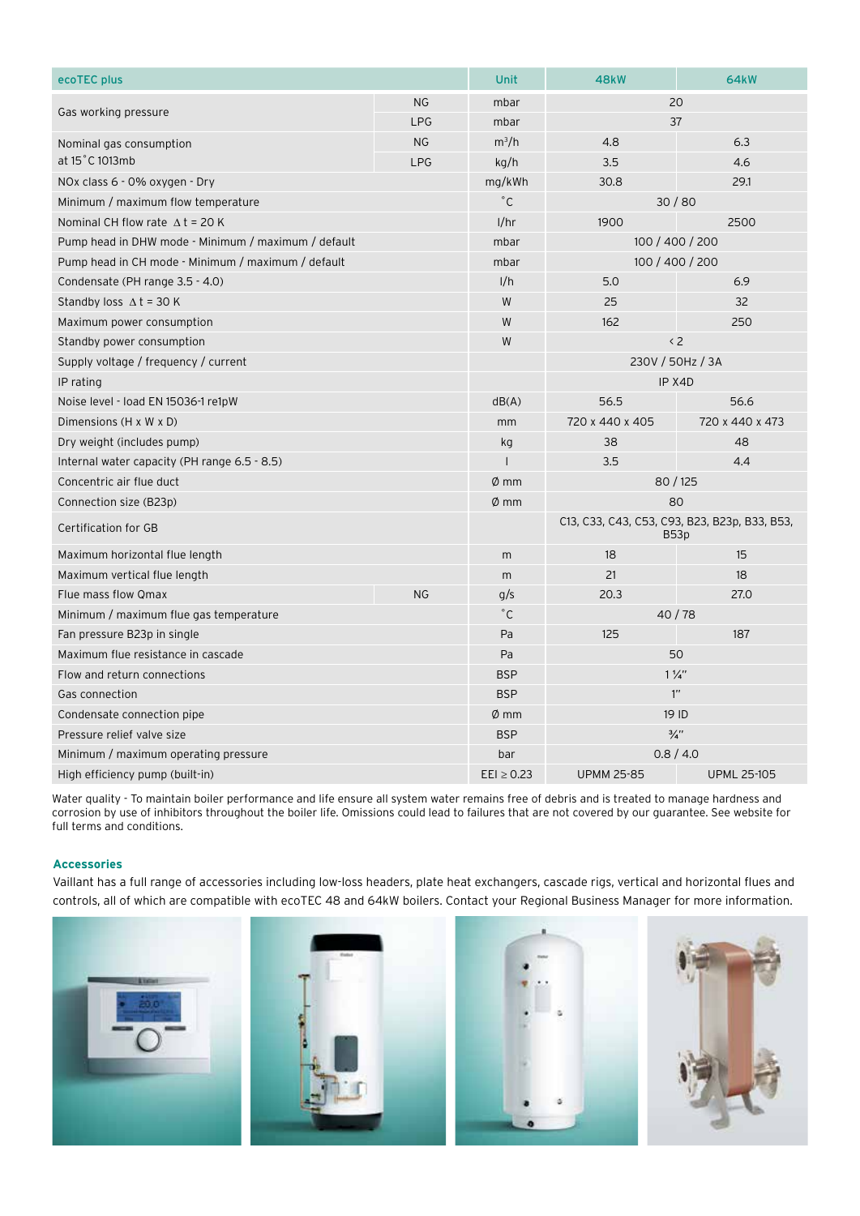| ecoTEC plus | | Unit | 48kW | 64kW |
|---|---|---|---|---|
| Gas working pressure | NG | mbar | 20 | |
| | LPG | mbar | 37 | |
| Nominal gas consumption at 15˚C 1013mb | NG | m³/h | 4.8 | 6.3 |
| | LPG | kg/h | 3.5 | 4.6 |
| NOx class 6 - 0% oxygen - Dry | | mg/kWh | 30.8 | 29.1 |
| Minimum / maximum flow temperature | | ˚C | 30 / 80 | |
| Nominal CH flow rate Δ t = 20 K | | l/hr | 1900 | 2500 |
| Pump head in DHW mode - Minimum / maximum / default | | mbar | 100 / 400 / 200 | |
| Pump head in CH mode - Minimum / maximum / default | | mbar | 100 / 400 / 200 | |
| Condensate (PH range 3.5 - 4.0) | | l/h | 5.0 | 6.9 |
| Standby loss Δ t = 30 K | | W | 25 | 32 |
| Maximum power consumption | | W | 162 | 250 |
| Standby power consumption | | W | < 2 | |
| Supply voltage / frequency / current | | | 230V / 50Hz / 3A | |
| IP rating | | | IP X4D | |
| Noise level - load EN 15036-1 re1pW | | dB(A) | 56.5 | 56.6 |
| Dimensions (H x W x D) | | mm | 720 x 440 x 405 | 720 x 440 x 473 |
| Dry weight (includes pump) | | kg | 38 | 48 |
| Internal water capacity (PH range 6.5 - 8.5) | | l | 3.5 | 4.4 |
| Concentric air flue duct | | Ø mm | 80 / 125 | |
| Connection size (B23p) | | Ø mm | 80 | |
| Certification for GB | | | C13, C33, C43, C53, C93, B23, B23p, B33, B53, B53p | |
| Maximum horizontal flue length | | m | 18 | 15 |
| Maximum vertical flue length | | m | 21 | 18 |
| Flue mass flow Qmax | NG | g/s | 20.3 | 27.0 |
| Minimum / maximum flue gas temperature | | ˚C | 40 / 78 | |
| Fan pressure B23p in single | | Pa | 125 | 187 |
| Maximum flue resistance in cascade | | Pa | 50 | |
| Flow and return connections | | BSP | 1 ¼" | |
| Gas connection | | BSP | 1" | |
| Condensate connection pipe | | Ø mm | 19 ID | |
| Pressure relief valve size | | BSP | ¾" | |
| Minimum / maximum operating pressure | | bar | 0.8 / 4.0 | |
| High efficiency pump (built-in) | | EEI ≥ 0.23 | UPMM 25-85 | UPML 25-105 |

Water quality - To maintain boiler performance and life ensure all system water remains free of debris and is treated to manage hardness and corrosion by use of inhibitors throughout the boiler life. Omissions could lead to failures that are not covered by our guarantee. See website for full terms and conditions.

### Accessories

Vaillant has a full range of accessories including low-loss headers, plate heat exchangers, cascade rigs, vertical and horizontal flues and controls, all of which are compatible with ecoTEC 48 and 64kW boilers. Contact your Regional Business Manager for more information.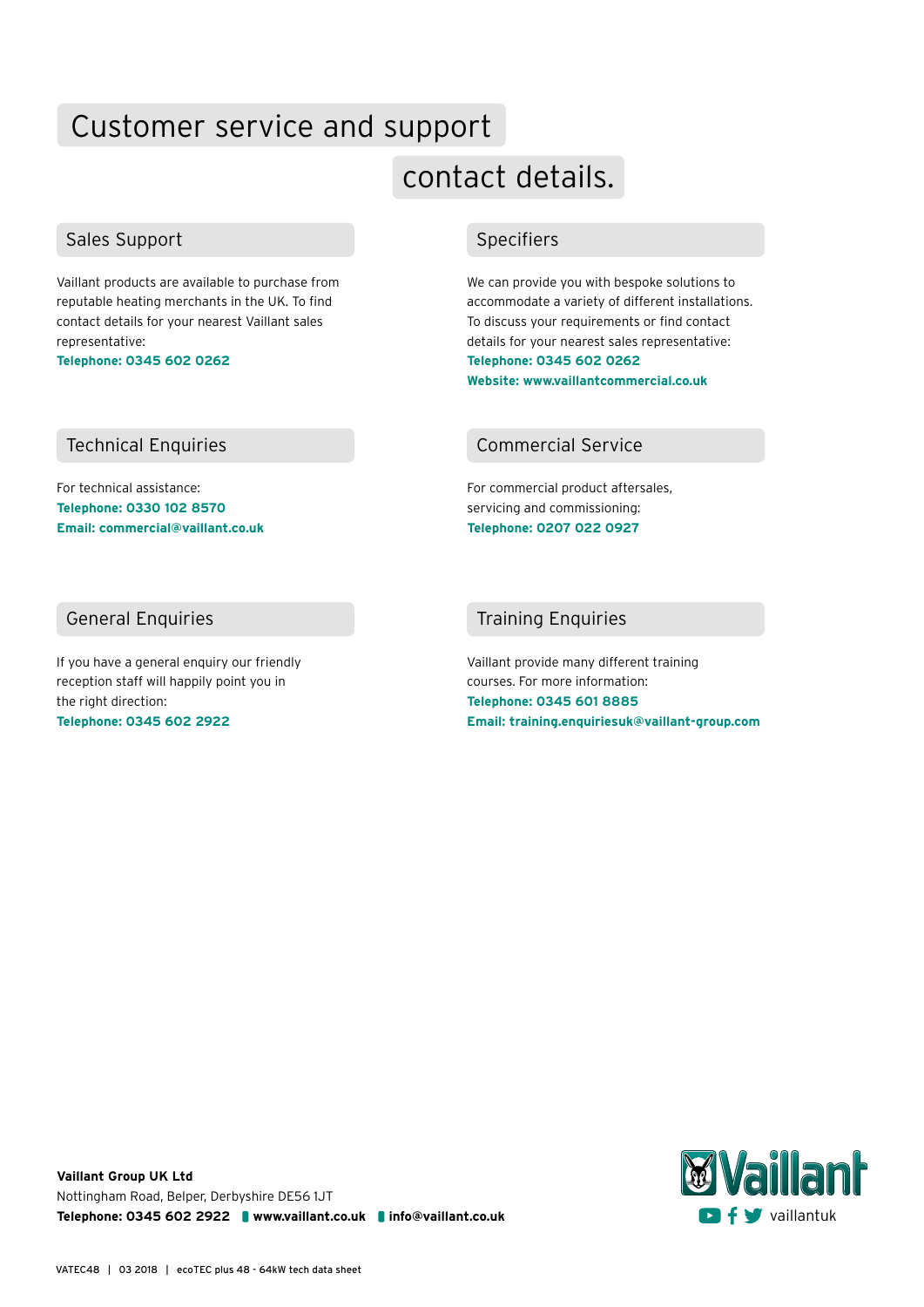# Customer service and support contact details.

## Sales Support

Vaillant products are available to purchase from reputable heating merchants in the UK. To find contact details for your nearest Vaillant sales representative:

**Telephone: 0345 602 0262**

## Specifiers

We can provide you with bespoke solutions to accommodate a variety of different installations. To discuss your requirements or find contact details for your nearest sales representative:

**Telephone: 0345 602 0262**

**Website: www.vaillantcommercial.co.uk**

## Technical Enquiries

For technical assistance:

**Telephone: 0330 102 8570**

**Email: commercial@vaillant.co.uk**

## Commercial Service

For commercial product aftersales, servicing and commissioning:

**Telephone: 0207 022 0927**

## General Enquiries

If you have a general enquiry our friendly reception staff will happily point you in the right direction:

**Telephone: 0345 602 2922**

## Training Enquiries

Vaillant provide many different training courses. For more information:

**Telephone: 0345 601 8885**

**Email: training.enquiriesuk@vaillant-group.com**

**Vaillant Group UK Ltd**

Nottingham Road, Belper, Derbyshire DE56 1JT

**Telephone: 0345 602 2922** | **www.vaillant.co.uk** | **info@vaillant.co.uk**

Vaillant

vaillantuk

VATEC48 | 03 2018 | ecoTEC plus 48 - 64kW tech data sheet